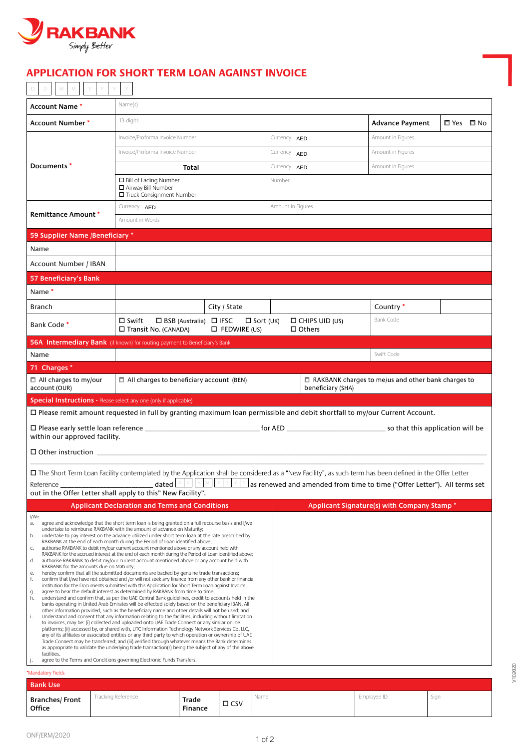RAKBANK
Simply Better

# APPLICATION FOR SHORT TERM LOAN AGAINST INVOICE

D D | M M | Y Y Y Y

| | | | |
|---|---|---|---|
| **Account Name** * | Name(s) | | |
| **Account Number** * | 13 digits | **Advance Payment** | ☐ Yes ☐ No |
| **Documents** * | Invoice/Proforma Invoice Number | Currency AED | Amount in Figures |
| | Invoice/Proforma Invoice Number | Currency AED | Amount in Figures |
| | **Total** | Currency AED | Amount in Figures |
| | ☐ Bill of Lading Number<br>☐ Airway Bill Number<br>☐ Truck Consignment Number | Number | |
| **Remittance Amount** * | Currency AED | Amount in Figures | |
| | Amount in Words | | |

## 59 Supplier Name /Beneficiary *

| | |
|---|---|
| Name | |
| Account Number / IBAN | |

## 57 Beneficiary's Bank

| | | | | | |
|---|---|---|---|---|---|
| Name * | | | | | |
| Branch | | City / State | | Country * | |
| Bank Code * | ☐ Swift ☐ BSB (Australia) ☐ IFSC ☐ Sort (UK)<br>☐ Transit No. (CANADA) ☐ FEDWIRE (US) | | ☐ CHIPS UID (US)<br>☐ Others | Bank Code | |

## 56A Intermediary Bank (if known) for routing payment to Beneficiary's Bank

| | | |
|---|---|---|
| Name | | Swift Code |

## 71 Charges *

| | | |
|---|---|---|
| ☐ All charges to my/our account (OUR) | ☐ All charges to beneficiary account (BEN) | ☐ RAKBANK charges to me/us and other bank charges to beneficiary (SHA) |

## Special Instructions - Please select any one (only if applicable)

☐ Please remit amount requested in full by granting maximum loan permissible and debit shortfall to my/our Current Account.

☐ Please early settle loan reference ______________________ for AED ______________________ so that this application will be within our approved facility.

☐ Other instruction ______________________________________________

☐ The Short Term Loan Facility contemplated by the Application shall be considered as a "New Facility", as such term has been defined in the Offer Letter Reference ______________________ dated D D M M Y Y Y Y as renewed and amended from time to time ("Offer Letter"). All terms set out in the Offer Letter shall apply to this" New Facility".

| Applicant Declaration and Terms and Conditions | Applicant Signature(s) with Company Stamp * |
|---|---|
| I/We:<br>a. agree and acknowledge that the short term loan is being granted on a full recourse basis and I/we undertake to reimburse RAKBANK with the amount of advance on Maturity;<br>b. undertake to pay interest on the advance utilized under short term loan at the rate prescribed by RAKBANK at the end of each month during the Period of Loan identified above;<br>c. authorise RAKBANK to debit my/our current account mentioned above or any account held with RAKBANK for the accrued interest at the end of each month during the Period of Loan identified above;<br>d. authorise RAKBANK to debit my/our current account mentioned above or any account held with RAKBANK for the amounts due on Maturity;<br>e. hereby confirm that all the submitted documents are backed by genuine trade transactions;<br>f. confirm that I/we have not obtained and /or will not seek any finance from any other bank or financial institution for the Documents submitted with this Application for Short Term Loan against Invoice;<br>g. agree to bear the default interest as determined by RAKBANK from time to time;<br>h. understand and confirm that, as per the UAE Central Bank guidelines, credit to accounts held in the banks operating in United Arab Emirates will be effected solely based on the beneficiary IBAN. All other information provided, such as the beneficiary name and other details will not be used; and<br>i. Understand and consent that any information relating to the facilities, including without limitation to invoices, may be: (i) collected and uploaded onto UAE Trade Connect or any similar online platforms; (ii) accessed by, or shared with, UTC Information Technology Network Services Co. LLC, any of its affiliates or associated entities or any third party to which operation or ownership of UAE Trade Connect may be transferred; and (iii) verified through whatever means the Bank determines as appropriate to validate the underlying trade transaction(s) being the subject of any of the above facilities.<br>j. agree to the Terms and Conditions governing Electronic Funds Transfers. | |

*Mandatory Fields

## Bank Use

| | | | | | | |
|---|---|---|---|---|---|---|
| **Branches/ Front Office** | Tracking Reference | **Trade Finance** | ☐ CSV | Name | Employee ID | Sign |

ONF/ERM/2020

V102020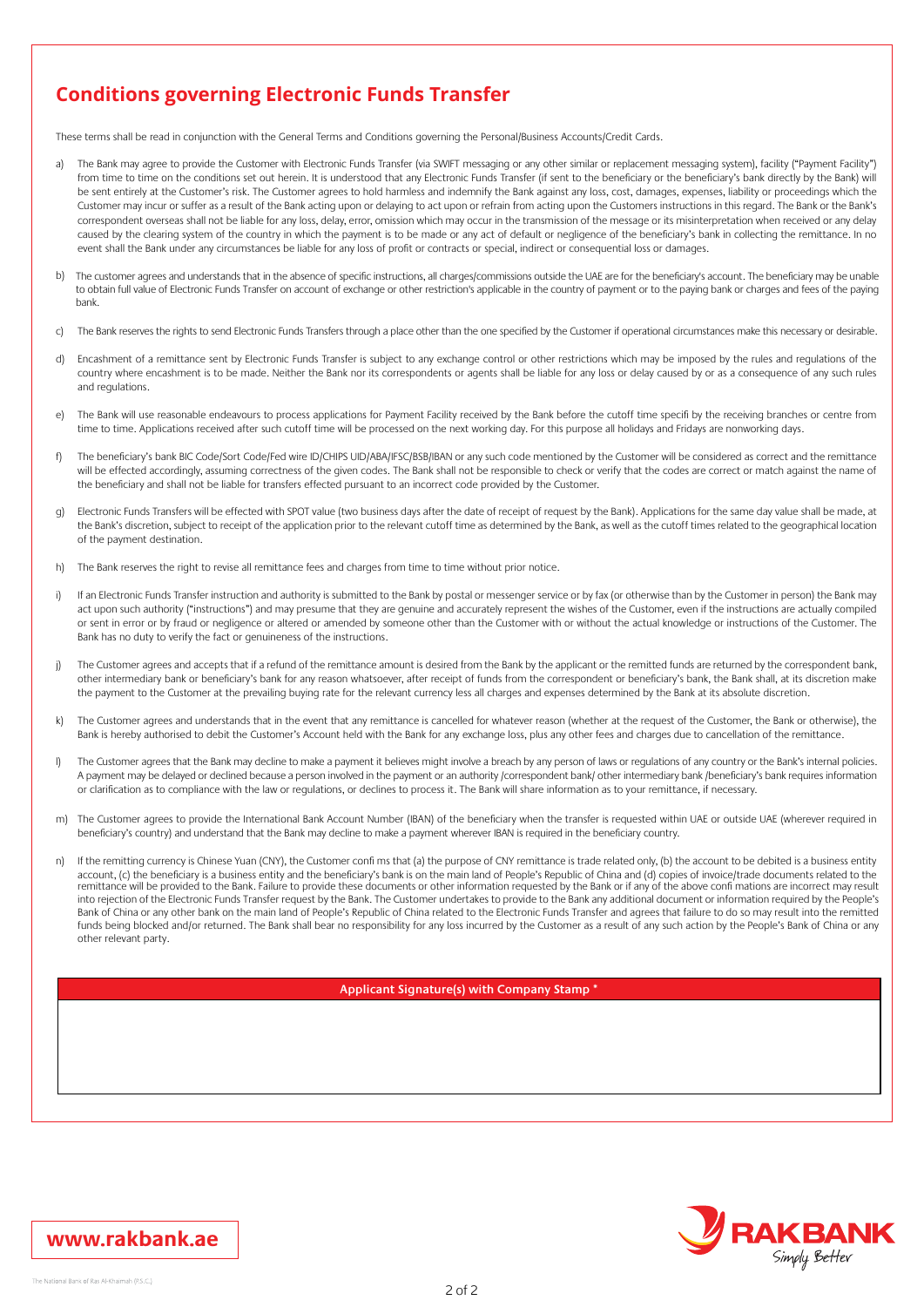# Conditions governing Electronic Funds Transfer

These terms shall be read in conjunction with the General Terms and Conditions governing the Personal/Business Accounts/Credit Cards.

a) The Bank may agree to provide the Customer with Electronic Funds Transfer (via SWIFT messaging or any other similar or replacement messaging system), facility ("Payment Facility") from time to time on the conditions set out herein. It is understood that any Electronic Funds Transfer (if sent to the beneficiary or the beneficiary's bank directly by the Bank) will be sent entirely at the Customer's risk. The Customer agrees to hold harmless and indemnify the Bank against any loss, cost, damages, expenses, liability or proceedings which the Customer may incur or suffer as a result of the Bank acting upon or delaying to act upon or refrain from acting upon the Customers instructions in this regard. The Bank or the Bank's correspondent overseas shall not be liable for any loss, delay, error, omission which may occur in the transmission of the message or its misinterpretation when received or any delay caused by the clearing system of the country in which the payment is to be made or any act of default or negligence of the beneficiary's bank in collecting the remittance. In no event shall the Bank under any circumstances be liable for any loss of profit or contracts or special, indirect or consequential loss or damages.

b) The customer agrees and understands that in the absence of specific instructions, all charges/commissions outside the UAE are for the beneficiary's account. The beneficiary may be unable to obtain full value of Electronic Funds Transfer on account of exchange or other restriction's applicable in the country of payment or to the paying bank or charges and fees of the paying bank.

c) The Bank reserves the rights to send Electronic Funds Transfers through a place other than the one specified by the Customer if operational circumstances make this necessary or desirable.

d) Encashment of a remittance sent by Electronic Funds Transfer is subject to any exchange control or other restrictions which may be imposed by the rules and regulations of the country where encashment is to be made. Neither the Bank nor its correspondents or agents shall be liable for any loss or delay caused by or as a consequence of any such rules and regulations.

e) The Bank will use reasonable endeavours to process applications for Payment Facility received by the Bank before the cutoff time specifi by the receiving branches or centre from time to time. Applications received after such cutoff time will be processed on the next working day. For this purpose all holidays and Fridays are nonworking days.

f) The beneficiary's bank BIC Code/Sort Code/Fed wire ID/CHIPS UID/ABA/IFSC/BSB/IBAN or any such code mentioned by the Customer will be considered as correct and the remittance will be effected accordingly, assuming correctness of the given codes. The Bank shall not be responsible to check or verify that the codes are correct or match against the name of the beneficiary and shall not be liable for transfers effected pursuant to an incorrect code provided by the Customer.

g) Electronic Funds Transfers will be effected with SPOT value (two business days after the date of receipt of request by the Bank). Applications for the same day value shall be made, at the Bank's discretion, subject to receipt of the application prior to the relevant cutoff time as determined by the Bank, as well as the cutoff times related to the geographical location of the payment destination.

h) The Bank reserves the right to revise all remittance fees and charges from time to time without prior notice.

i) If an Electronic Funds Transfer instruction and authority is submitted to the Bank by postal or messenger service or by fax (or otherwise than by the Customer in person) the Bank may act upon such authority ("instructions") and may presume that they are genuine and accurately represent the wishes of the Customer, even if the instructions are actually compiled or sent in error or by fraud or negligence or altered or amended by someone other than the Customer with or without the actual knowledge or instructions of the Customer. The Bank has no duty to verify the fact or genuineness of the instructions.

j) The Customer agrees and accepts that if a refund of the remittance amount is desired from the Bank by the applicant or the remitted funds are returned by the correspondent bank, other intermediary bank or beneficiary's bank for any reason whatsoever, after receipt of funds from the correspondent or beneficiary's bank, the Bank shall, at its discretion make the payment to the Customer at the prevailing buying rate for the relevant currency less all charges and expenses determined by the Bank at its absolute discretion.

k) The Customer agrees and understands that in the event that any remittance is cancelled for whatever reason (whether at the request of the Customer, the Bank or otherwise), the Bank is hereby authorised to debit the Customer's Account held with the Bank for any exchange loss, plus any other fees and charges due to cancellation of the remittance.

l) The Customer agrees that the Bank may decline to make a payment it believes might involve a breach by any person of laws or regulations of any country or the Bank's internal policies. A payment may be delayed or declined because a person involved in the payment or an authority /correspondent bank/ other intermediary bank /beneficiary's bank requires information or clarification as to compliance with the law or regulations, or declines to process it. The Bank will share information as to your remittance, if necessary.

m) The Customer agrees to provide the International Bank Account Number (IBAN) of the beneficiary when the transfer is requested within UAE or outside UAE (wherever required in beneficiary's country) and understand that the Bank may decline to make a payment wherever IBAN is required in the beneficiary country.

n) If the remitting currency is Chinese Yuan (CNY), the Customer confi ms that (a) the purpose of CNY remittance is trade related only, (b) the account to be debited is a business entity account, (c) the beneficiary is a business entity and the beneficiary's bank is on the main land of People's Republic of China and (d) copies of invoice/trade documents related to the remittance will be provided to the Bank. Failure to provide these documents or other information requested by the Bank or if any of the above confi mations are incorrect may result into rejection of the Electronic Funds Transfer request by the Bank. The Customer undertakes to provide to the Bank any additional document or information required by the People's Bank of China or any other bank on the main land of People's Republic of China related to the Electronic Funds Transfer and agrees that failure to do so may result into the remitted funds being blocked and/or returned. The Bank shall bear no responsibility for any loss incurred by the Customer as a result of any such action by the People's Bank of China or any other relevant party.

**Applicant Signature(s) with Company Stamp ***

www.rakbank.ae

RAKBANK Simply Better

The National Bank of Ras Al-Khaimah (P.S.C.)